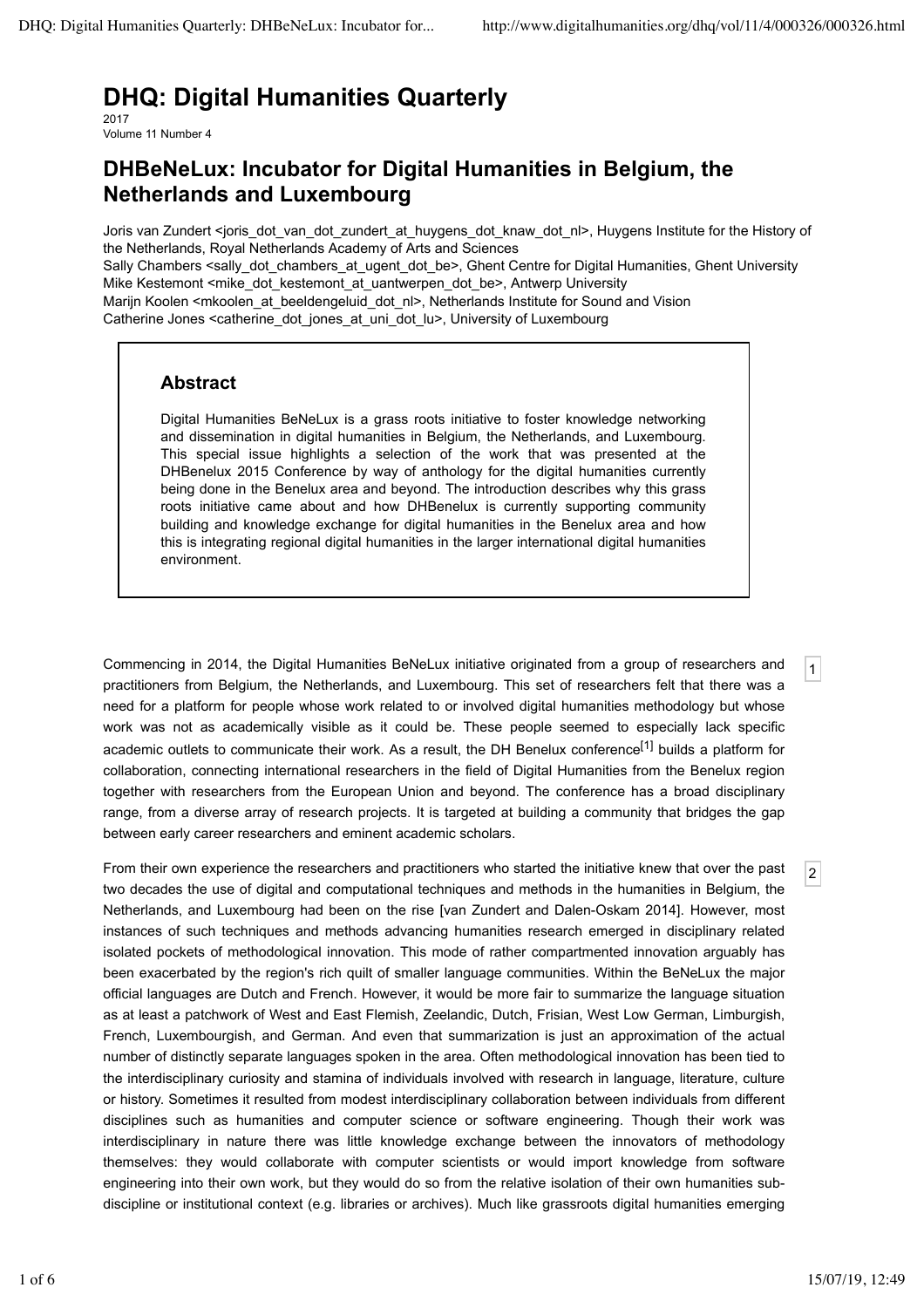# DHQ: Digital Humanities Quarterly

2017
Volume 11 Number 4

## DHBeNeLux: Incubator for Digital Humanities in Belgium, the Netherlands and Luxembourg

Joris van Zundert <joris_dot_van_dot_zundert_at_huygens_dot_knaw_dot_nl>, Huygens Institute for the History of the Netherlands, Royal Netherlands Academy of Arts and Sciences
Sally Chambers <sally_dot_chambers_at_ugent_dot_be>, Ghent Centre for Digital Humanities, Ghent University
Mike Kestemont <mike_dot_kestemont_at_uantwerpen_dot_be>, Antwerp University
Marijn Koolen <mkoolen_at_beeldengeluid_dot_nl>, Netherlands Institute for Sound and Vision
Catherine Jones <catherine_dot_jones_at_uni_dot_lu>, University of Luxembourg

### Abstract

Digital Humanities BeNeLux is a grass roots initiative to foster knowledge networking and dissemination in digital humanities in Belgium, the Netherlands, and Luxembourg. This special issue highlights a selection of the work that was presented at the DHBenelux 2015 Conference by way of anthology for the digital humanities currently being done in the Benelux area and beyond. The introduction describes why this grass roots initiative came about and how DHBenelux is currently supporting community building and knowledge exchange for digital humanities in the Benelux area and how this is integrating regional digital humanities in the larger international digital humanities environment.

1 Commencing in 2014, the Digital Humanities BeNeLux initiative originated from a group of researchers and practitioners from Belgium, the Netherlands, and Luxembourg. This set of researchers felt that there was a need for a platform for people whose work related to or involved digital humanities methodology but whose work was not as academically visible as it could be. These people seemed to especially lack specific academic outlets to communicate their work. As a result, the DH Benelux conference[1] builds a platform for collaboration, connecting international researchers in the field of Digital Humanities from the Benelux region together with researchers from the European Union and beyond. The conference has a broad disciplinary range, from a diverse array of research projects. It is targeted at building a community that bridges the gap between early career researchers and eminent academic scholars.

2 From their own experience the researchers and practitioners who started the initiative knew that over the past two decades the use of digital and computational techniques and methods in the humanities in Belgium, the Netherlands, and Luxembourg had been on the rise [van Zundert and Dalen-Oskam 2014]. However, most instances of such techniques and methods advancing humanities research emerged in disciplinary related isolated pockets of methodological innovation. This mode of rather compartmented innovation arguably has been exacerbated by the region's rich quilt of smaller language communities. Within the BeNeLux the major official languages are Dutch and French. However, it would be more fair to summarize the language situation as at least a patchwork of West and East Flemish, Zeelandic, Dutch, Frisian, West Low German, Limburgish, French, Luxembourgish, and German. And even that summarization is just an approximation of the actual number of distinctly separate languages spoken in the area. Often methodological innovation has been tied to the interdisciplinary curiosity and stamina of individuals involved with research in language, literature, culture or history. Sometimes it resulted from modest interdisciplinary collaboration between individuals from different disciplines such as humanities and computer science or software engineering. Though their work was interdisciplinary in nature there was little knowledge exchange between the innovators of methodology themselves: they would collaborate with computer scientists or would import knowledge from software engineering into their own work, but they would do so from the relative isolation of their own humanities sub-discipline or institutional context (e.g. libraries or archives). Much like grassroots digital humanities emerging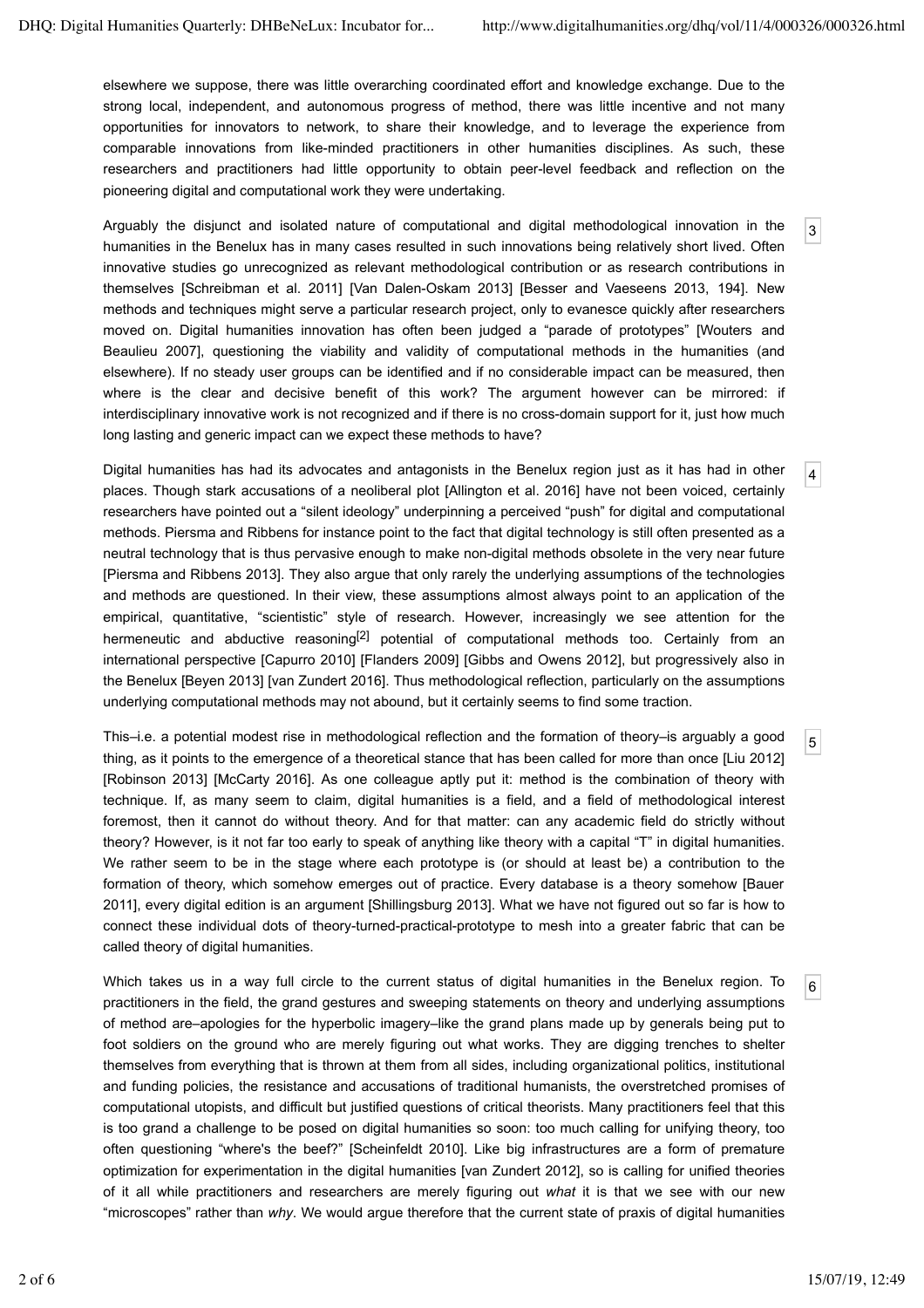elsewhere we suppose, there was little overarching coordinated effort and knowledge exchange. Due to the strong local, independent, and autonomous progress of method, there was little incentive and not many opportunities for innovators to network, to share their knowledge, and to leverage the experience from comparable innovations from like-minded practitioners in other humanities disciplines. As such, these researchers and practitioners had little opportunity to obtain peer-level feedback and reflection on the pioneering digital and computational work they were undertaking.

3

Arguably the disjunct and isolated nature of computational and digital methodological innovation in the humanities in the Benelux has in many cases resulted in such innovations being relatively short lived. Often innovative studies go unrecognized as relevant methodological contribution or as research contributions in themselves [Schreibman et al. 2011] [Van Dalen-Oskam 2013] [Besser and Vaeseens 2013, 194]. New methods and techniques might serve a particular research project, only to evanesce quickly after researchers moved on. Digital humanities innovation has often been judged a “parade of prototypes” [Wouters and Beaulieu 2007], questioning the viability and validity of computational methods in the humanities (and elsewhere). If no steady user groups can be identified and if no considerable impact can be measured, then where is the clear and decisive benefit of this work? The argument however can be mirrored: if interdisciplinary innovative work is not recognized and if there is no cross-domain support for it, just how much long lasting and generic impact can we expect these methods to have?

4

Digital humanities has had its advocates and antagonists in the Benelux region just as it has had in other places. Though stark accusations of a neoliberal plot [Allington et al. 2016] have not been voiced, certainly researchers have pointed out a “silent ideology” underpinning a perceived “push” for digital and computational methods. Piersma and Ribbens for instance point to the fact that digital technology is still often presented as a neutral technology that is thus pervasive enough to make non-digital methods obsolete in the very near future [Piersma and Ribbens 2013]. They also argue that only rarely the underlying assumptions of the technologies and methods are questioned. In their view, these assumptions almost always point to an application of the empirical, quantitative, “scientistic” style of research. However, increasingly we see attention for the hermeneutic and abductive reasoning[2] potential of computational methods too. Certainly from an international perspective [Capurro 2010] [Flanders 2009] [Gibbs and Owens 2012], but progressively also in the Benelux [Beyen 2013] [van Zundert 2016]. Thus methodological reflection, particularly on the assumptions underlying computational methods may not abound, but it certainly seems to find some traction.

5

This–i.e. a potential modest rise in methodological reflection and the formation of theory–is arguably a good thing, as it points to the emergence of a theoretical stance that has been called for more than once [Liu 2012] [Robinson 2013] [McCarty 2016]. As one colleague aptly put it: method is the combination of theory with technique. If, as many seem to claim, digital humanities is a field, and a field of methodological interest foremost, then it cannot do without theory. And for that matter: can any academic field do strictly without theory? However, is it not far too early to speak of anything like theory with a capital “T” in digital humanities. We rather seem to be in the stage where each prototype is (or should at least be) a contribution to the formation of theory, which somehow emerges out of practice. Every database is a theory somehow [Bauer 2011], every digital edition is an argument [Shillingsburg 2013]. What we have not figured out so far is how to connect these individual dots of theory-turned-practical-prototype to mesh into a greater fabric that can be called theory of digital humanities.

6

Which takes us in a way full circle to the current status of digital humanities in the Benelux region. To practitioners in the field, the grand gestures and sweeping statements on theory and underlying assumptions of method are–apologies for the hyperbolic imagery–like the grand plans made up by generals being put to foot soldiers on the ground who are merely figuring out what works. They are digging trenches to shelter themselves from everything that is thrown at them from all sides, including organizational politics, institutional and funding policies, the resistance and accusations of traditional humanists, the overstretched promises of computational utopists, and difficult but justified questions of critical theorists. Many practitioners feel that this is too grand a challenge to be posed on digital humanities so soon: too much calling for unifying theory, too often questioning “where's the beef?” [Scheinfeldt 2010]. Like big infrastructures are a form of premature optimization for experimentation in the digital humanities [van Zundert 2012], so is calling for unified theories of it all while practitioners and researchers are merely figuring out *what* it is that we see with our new “microscopes” rather than *why*. We would argue therefore that the current state of praxis of digital humanities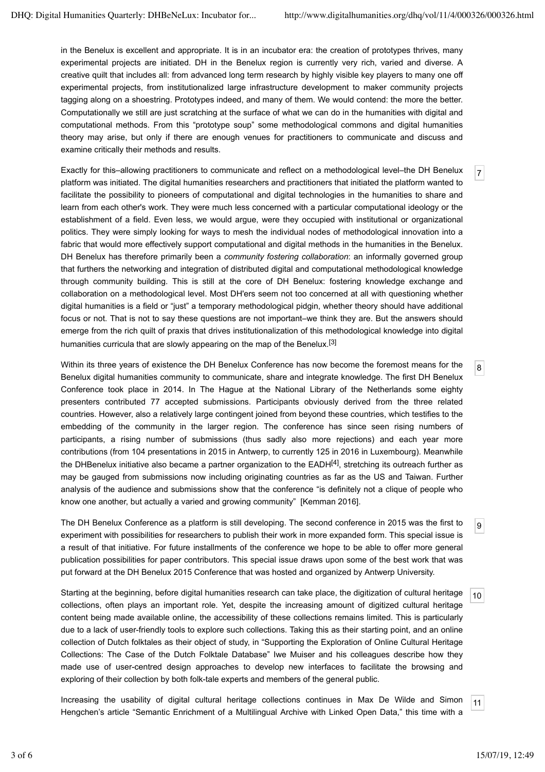in the Benelux is excellent and appropriate. It is in an incubator era: the creation of prototypes thrives, many experimental projects are initiated. DH in the Benelux region is currently very rich, varied and diverse. A creative quilt that includes all: from advanced long term research by highly visible key players to many one off experimental projects, from institutionalized large infrastructure development to maker community projects tagging along on a shoestring. Prototypes indeed, and many of them. We would contend: the more the better. Computationally we still are just scratching at the surface of what we can do in the humanities with digital and computational methods. From this "prototype soup" some methodological commons and digital humanities theory may arise, but only if there are enough venues for practitioners to communicate and discuss and examine critically their methods and results.

7

Exactly for this–allowing practitioners to communicate and reflect on a methodological level–the DH Benelux platform was initiated. The digital humanities researchers and practitioners that initiated the platform wanted to facilitate the possibility to pioneers of computational and digital technologies in the humanities to share and learn from each other's work. They were much less concerned with a particular computational ideology or the establishment of a field. Even less, we would argue, were they occupied with institutional or organizational politics. They were simply looking for ways to mesh the individual nodes of methodological innovation into a fabric that would more effectively support computational and digital methods in the humanities in the Benelux. DH Benelux has therefore primarily been a *community fostering collaboration*: an informally governed group that furthers the networking and integration of distributed digital and computational methodological knowledge through community building. This is still at the core of DH Benelux: fostering knowledge exchange and collaboration on a methodological level. Most DH'ers seem not too concerned at all with questioning whether digital humanities is a field or "just" a temporary methodological pidgin, whether theory should have additional focus or not. That is not to say these questions are not important–we think they are. But the answers should emerge from the rich quilt of praxis that drives institutionalization of this methodological knowledge into digital humanities curricula that are slowly appearing on the map of the Benelux.[3]

8

Within its three years of existence the DH Benelux Conference has now become the foremost means for the Benelux digital humanities community to communicate, share and integrate knowledge. The first DH Benelux Conference took place in 2014. In The Hague at the National Library of the Netherlands some eighty presenters contributed 77 accepted submissions. Participants obviously derived from the three related countries. However, also a relatively large contingent joined from beyond these countries, which testifies to the embedding of the community in the larger region. The conference has since seen rising numbers of participants, a rising number of submissions (thus sadly also more rejections) and each year more contributions (from 104 presentations in 2015 in Antwerp, to currently 125 in 2016 in Luxembourg). Meanwhile the DHBenelux initiative also became a partner organization to the EADH[4], stretching its outreach further as may be gauged from submissions now including originating countries as far as the US and Taiwan. Further analysis of the audience and submissions show that the conference "is definitely not a clique of people who know one another, but actually a varied and growing community" [Kemman 2016].

9

The DH Benelux Conference as a platform is still developing. The second conference in 2015 was the first to experiment with possibilities for researchers to publish their work in more expanded form. This special issue is a result of that initiative. For future installments of the conference we hope to be able to offer more general publication possibilities for paper contributors. This special issue draws upon some of the best work that was put forward at the DH Benelux 2015 Conference that was hosted and organized by Antwerp University.

10

Starting at the beginning, before digital humanities research can take place, the digitization of cultural heritage collections, often plays an important role. Yet, despite the increasing amount of digitized cultural heritage content being made available online, the accessibility of these collections remains limited. This is particularly due to a lack of user-friendly tools to explore such collections. Taking this as their starting point, and an online collection of Dutch folktales as their object of study, in "Supporting the Exploration of Online Cultural Heritage Collections: The Case of the Dutch Folktale Database" Iwe Muiser and his colleagues describe how they made use of user-centred design approaches to develop new interfaces to facilitate the browsing and exploring of their collection by both folk-tale experts and members of the general public.

11

Increasing the usability of digital cultural heritage collections continues in Max De Wilde and Simon Hengchen's article "Semantic Enrichment of a Multilingual Archive with Linked Open Data," this time with a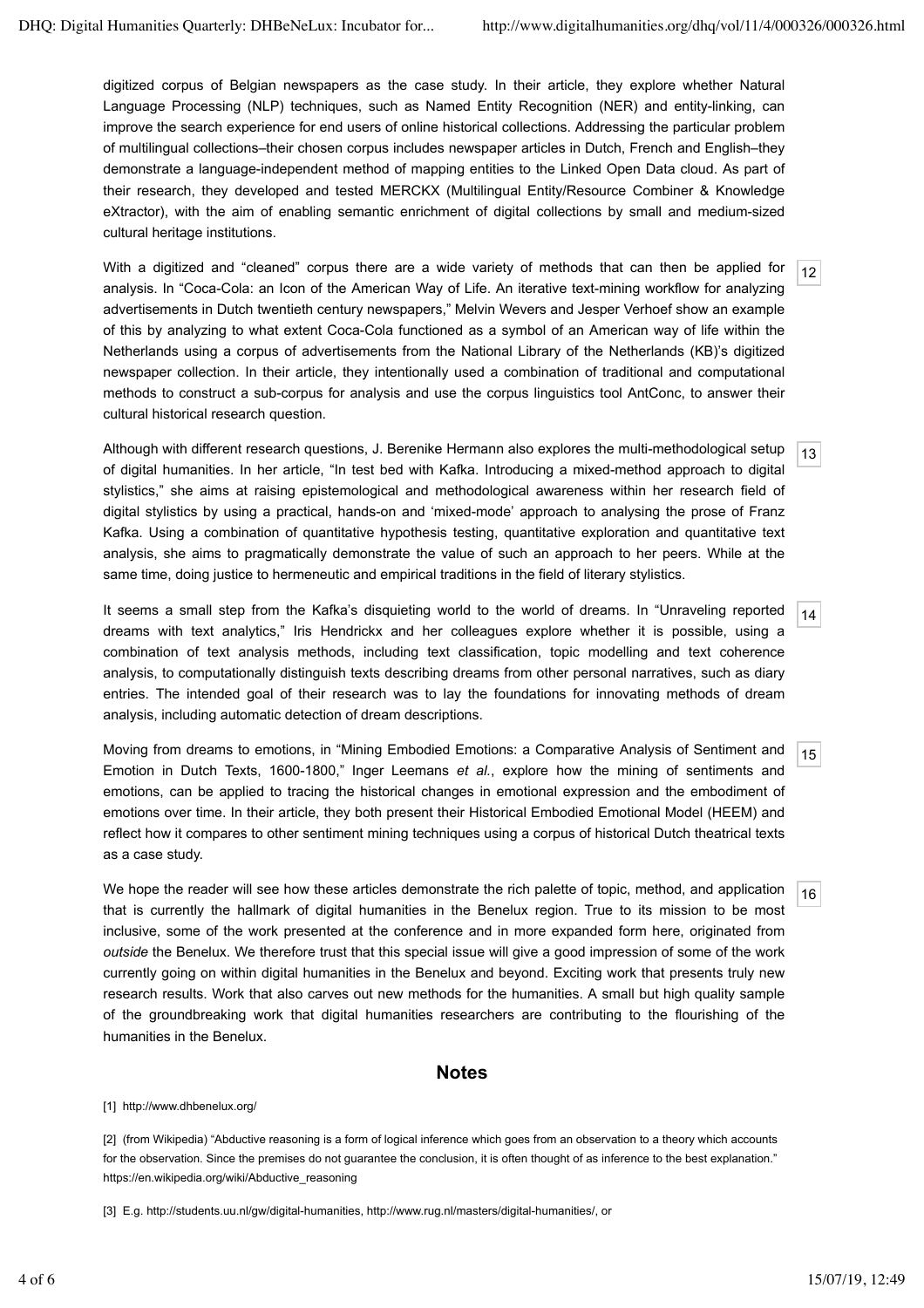digitized corpus of Belgian newspapers as the case study. In their article, they explore whether Natural Language Processing (NLP) techniques, such as Named Entity Recognition (NER) and entity-linking, can improve the search experience for end users of online historical collections. Addressing the particular problem of multilingual collections–their chosen corpus includes newspaper articles in Dutch, French and English–they demonstrate a language-independent method of mapping entities to the Linked Open Data cloud. As part of their research, they developed and tested MERCKX (Multilingual Entity/Resource Combiner & Knowledge eXtractor), with the aim of enabling semantic enrichment of digital collections by small and medium-sized cultural heritage institutions.

12 With a digitized and "cleaned" corpus there are a wide variety of methods that can then be applied for analysis. In "Coca-Cola: an Icon of the American Way of Life. An iterative text-mining workflow for analyzing advertisements in Dutch twentieth century newspapers," Melvin Wevers and Jesper Verhoef show an example of this by analyzing to what extent Coca-Cola functioned as a symbol of an American way of life within the Netherlands using a corpus of advertisements from the National Library of the Netherlands (KB)'s digitized newspaper collection. In their article, they intentionally used a combination of traditional and computational methods to construct a sub-corpus for analysis and use the corpus linguistics tool AntConc, to answer their cultural historical research question.

13 Although with different research questions, J. Berenike Hermann also explores the multi-methodological setup of digital humanities. In her article, "In test bed with Kafka. Introducing a mixed-method approach to digital stylistics," she aims at raising epistemological and methodological awareness within her research field of digital stylistics by using a practical, hands-on and 'mixed-mode' approach to analysing the prose of Franz Kafka. Using a combination of quantitative hypothesis testing, quantitative exploration and quantitative text analysis, she aims to pragmatically demonstrate the value of such an approach to her peers. While at the same time, doing justice to hermeneutic and empirical traditions in the field of literary stylistics.

14 It seems a small step from the Kafka's disquieting world to the world of dreams. In "Unraveling reported dreams with text analytics," Iris Hendrickx and her colleagues explore whether it is possible, using a combination of text analysis methods, including text classification, topic modelling and text coherence analysis, to computationally distinguish texts describing dreams from other personal narratives, such as diary entries. The intended goal of their research was to lay the foundations for innovating methods of dream analysis, including automatic detection of dream descriptions.

15 Moving from dreams to emotions, in "Mining Embodied Emotions: a Comparative Analysis of Sentiment and Emotion in Dutch Texts, 1600-1800," Inger Leemans *et al.*, explore how the mining of sentiments and emotions, can be applied to tracing the historical changes in emotional expression and the embodiment of emotions over time. In their article, they both present their Historical Embodied Emotional Model (HEEM) and reflect how it compares to other sentiment mining techniques using a corpus of historical Dutch theatrical texts as a case study.

16 We hope the reader will see how these articles demonstrate the rich palette of topic, method, and application that is currently the hallmark of digital humanities in the Benelux region. True to its mission to be most inclusive, some of the work presented at the conference and in more expanded form here, originated from *outside* the Benelux. We therefore trust that this special issue will give a good impression of some of the work currently going on within digital humanities in the Benelux and beyond. Exciting work that presents truly new research results. Work that also carves out new methods for the humanities. A small but high quality sample of the groundbreaking work that digital humanities researchers are contributing to the flourishing of the humanities in the Benelux.

## Notes

[1] http://www.dhbenelux.org/

[2] (from Wikipedia) "Abductive reasoning is a form of logical inference which goes from an observation to a theory which accounts for the observation. Since the premises do not guarantee the conclusion, it is often thought of as inference to the best explanation." https://en.wikipedia.org/wiki/Abductive_reasoning

[3] E.g. http://students.uu.nl/gw/digital-humanities, http://www.rug.nl/masters/digital-humanities/, or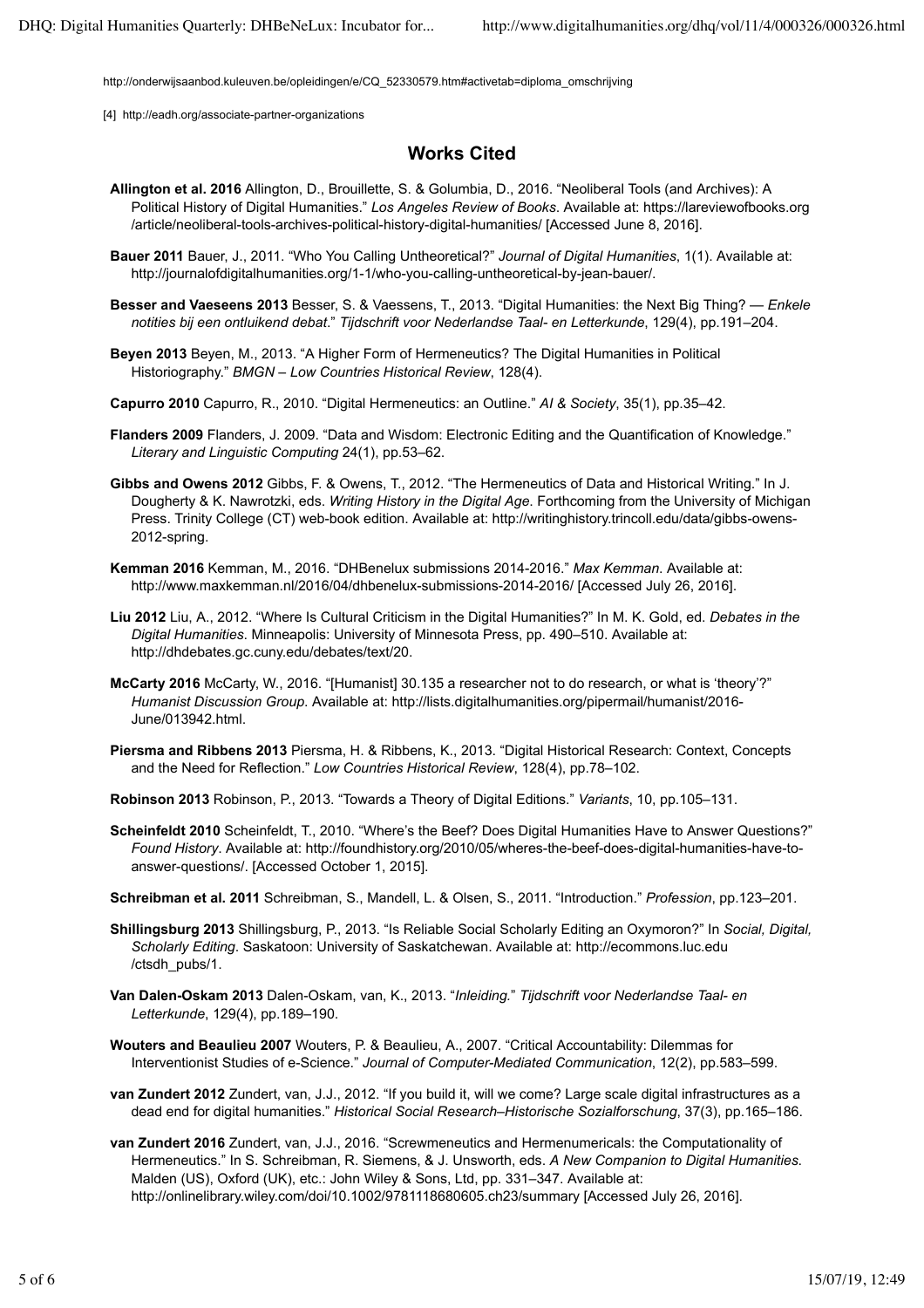http://onderwijsaanbod.kuleuven.be/opleidingen/e/CQ_52330579.htm#activetab=diploma_omschrijving

[4] http://eadh.org/associate-partner-organizations

## Works Cited

**Allington et al. 2016** Allington, D., Brouillette, S. & Golumbia, D., 2016. “Neoliberal Tools (and Archives): A Political History of Digital Humanities.” *Los Angeles Review of Books*. Available at: https://lareviewofbooks.org/article/neoliberal-tools-archives-political-history-digital-humanities/ [Accessed June 8, 2016].

**Bauer 2011** Bauer, J., 2011. “Who You Calling Untheoretical?” *Journal of Digital Humanities*, 1(1). Available at: http://journalofdigitalhumanities.org/1-1/who-you-calling-untheoretical-by-jean-bauer/.

**Besser and Vaeseens 2013** Besser, S. & Vaessens, T., 2013. “Digital Humanities: the Next Big Thing? — *Enkele notities bij een ontluikend debat*.” *Tijdschrift voor Nederlandse Taal- en Letterkunde*, 129(4), pp.191–204.

**Beyen 2013** Beyen, M., 2013. “A Higher Form of Hermeneutics? The Digital Humanities in Political Historiography.” *BMGN – Low Countries Historical Review*, 128(4).

**Capurro 2010** Capurro, R., 2010. “Digital Hermeneutics: an Outline.” *AI & Society*, 35(1), pp.35–42.

**Flanders 2009** Flanders, J. 2009. “Data and Wisdom: Electronic Editing and the Quantification of Knowledge.” *Literary and Linguistic Computing* 24(1), pp.53–62.

**Gibbs and Owens 2012** Gibbs, F. & Owens, T., 2012. “The Hermeneutics of Data and Historical Writing.” In J. Dougherty & K. Nawrotzki, eds. *Writing History in the Digital Age*. Forthcoming from the University of Michigan Press. Trinity College (CT) web-book edition. Available at: http://writinghistory.trincoll.edu/data/gibbs-owens-2012-spring.

**Kemman 2016** Kemman, M., 2016. “DHBenelux submissions 2014-2016.” *Max Kemman*. Available at: http://www.maxkemman.nl/2016/04/dhbenelux-submissions-2014-2016/ [Accessed July 26, 2016].

**Liu 2012** Liu, A., 2012. “Where Is Cultural Criticism in the Digital Humanities?” In M. K. Gold, ed. *Debates in the Digital Humanities*. Minneapolis: University of Minnesota Press, pp. 490–510. Available at: http://dhdebates.gc.cuny.edu/debates/text/20.

**McCarty 2016** McCarty, W., 2016. “[Humanist] 30.135 a researcher not to do research, or what is ‘theory’?” *Humanist Discussion Group*. Available at: http://lists.digitalhumanities.org/pipermail/humanist/2016-June/013942.html.

**Piersma and Ribbens 2013** Piersma, H. & Ribbens, K., 2013. “Digital Historical Research: Context, Concepts and the Need for Reflection.” *Low Countries Historical Review*, 128(4), pp.78–102.

**Robinson 2013** Robinson, P., 2013. “Towards a Theory of Digital Editions.” *Variants*, 10, pp.105–131.

**Scheinfeldt 2010** Scheinfeldt, T., 2010. “Where’s the Beef? Does Digital Humanities Have to Answer Questions?” *Found History*. Available at: http://foundhistory.org/2010/05/wheres-the-beef-does-digital-humanities-have-to-answer-questions/. [Accessed October 1, 2015].

**Schreibman et al. 2011** Schreibman, S., Mandell, L. & Olsen, S., 2011. “Introduction.” *Profession*, pp.123–201.

**Shillingsburg 2013** Shillingsburg, P., 2013. “Is Reliable Social Scholarly Editing an Oxymoron?” In *Social, Digital, Scholarly Editing*. Saskatoon: University of Saskatchewan. Available at: http://ecommons.luc.edu/ctsdh_pubs/1.

**Van Dalen-Oskam 2013** Dalen-Oskam, van, K., 2013. “*Inleiding*.” *Tijdschrift voor Nederlandse Taal- en Letterkunde*, 129(4), pp.189–190.

**Wouters and Beaulieu 2007** Wouters, P. & Beaulieu, A., 2007. “Critical Accountability: Dilemmas for Interventionist Studies of e-Science.” *Journal of Computer-Mediated Communication*, 12(2), pp.583–599.

**van Zundert 2012** Zundert, van, J.J., 2012. “If you build it, will we come? Large scale digital infrastructures as a dead end for digital humanities.” *Historical Social Research–Historische Sozialforschung*, 37(3), pp.165–186.

**van Zundert 2016** Zundert, van, J.J., 2016. “Screwmeneutics and Hermenumericals: the Computationality of Hermeneutics.” In S. Schreibman, R. Siemens, & J. Unsworth, eds. *A New Companion to Digital Humanities*. Malden (US), Oxford (UK), etc.: John Wiley & Sons, Ltd, pp. 331–347. Available at: http://onlinelibrary.wiley.com/doi/10.1002/9781118680605.ch23/summary [Accessed July 26, 2016].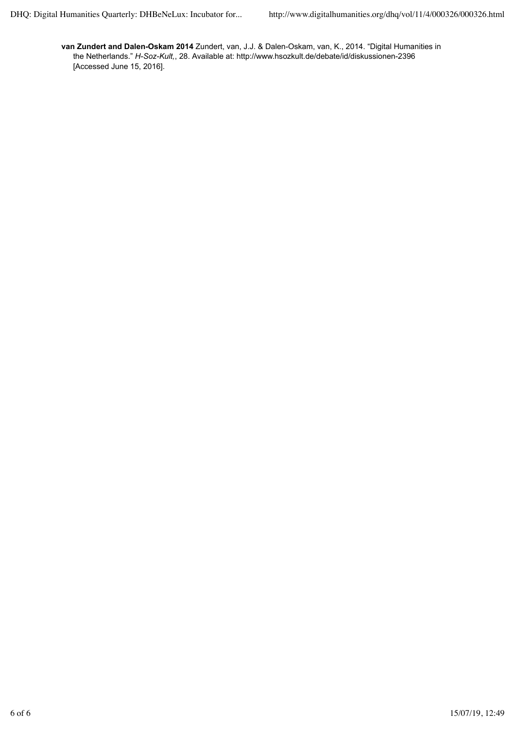**van Zundert and Dalen-Oskam 2014** Zundert, van, J.J. & Dalen-Oskam, van, K., 2014. “Digital Humanities in the Netherlands.” *H-Soz-Kult,*, 28. Available at: http://www.hsozkult.de/debate/id/diskussionen-2396 [Accessed June 15, 2016].